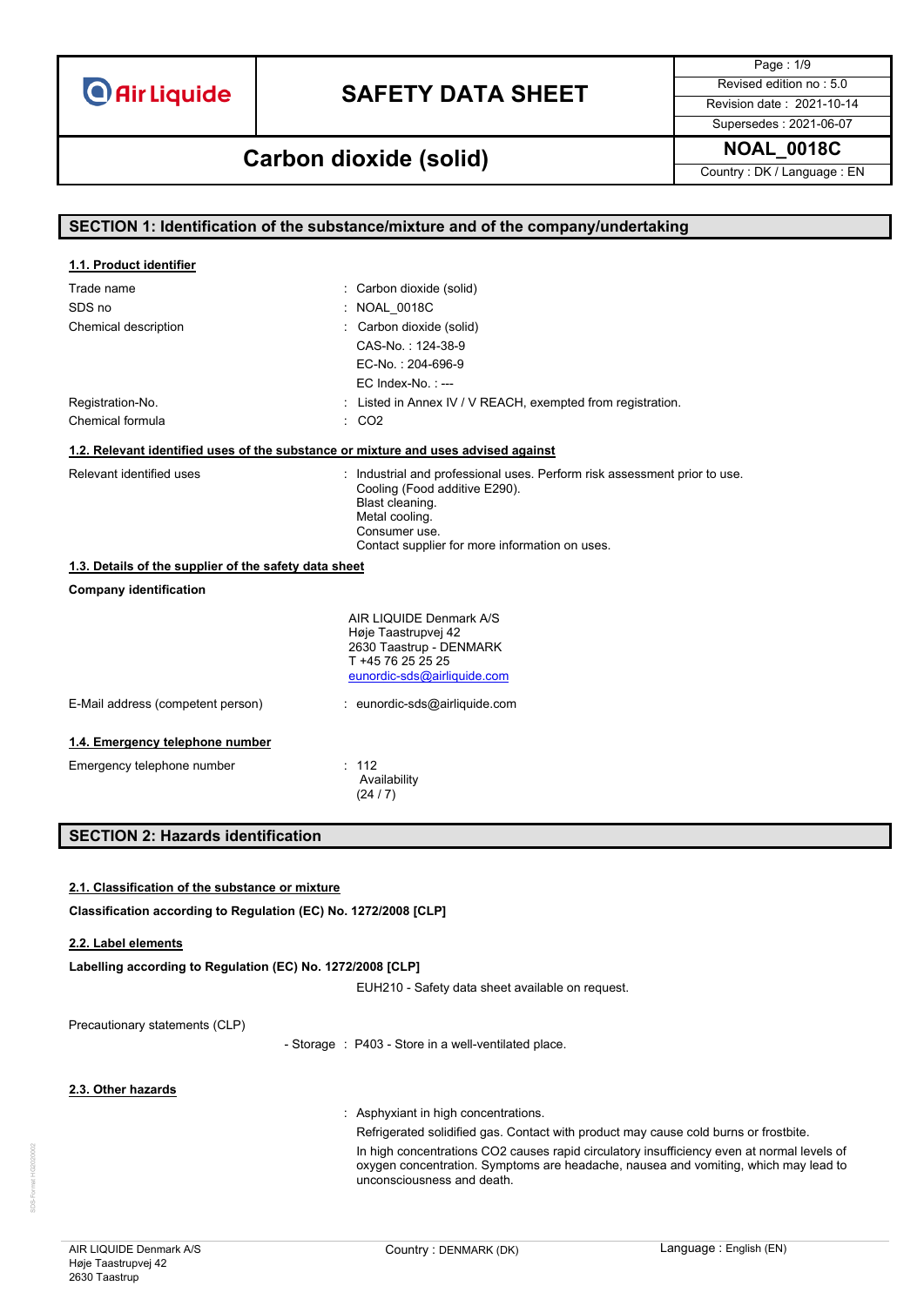# SAFETY DATA SHEET

## Carbon dioxide (solid)

NOAL_0018C

Country : DK / Language : EN

Revised edition no : 5.0

Revision date : 2021-10-14

Supersedes : 2021-06-07

## SECTION 1: Identification of the substance/mixture and of the company/undertaking

### 1.1. Product identifier

| | |
|---|---|
| Trade name | : Carbon dioxide (solid) |
| SDS no | : NOAL_0018C |
| Chemical description | : Carbon dioxide (solid)<br>CAS-No. : 124-38-9<br>EC-No. : 204-696-9<br>EC Index-No. : --- |
| Registration-No. | : Listed in Annex IV / V REACH, exempted from registration. |
| Chemical formula | : $CO_2$ |

### 1.2. Relevant identified uses of the substance or mixture and uses advised against

Relevant identified uses : Industrial and professional uses. Perform risk assessment prior to use.
Cooling (Food additive E290).
Blast cleaning.
Metal cooling.
Consumer use.
Contact supplier for more information on uses.

### 1.3. Details of the supplier of the safety data sheet

**Company identification**

AIR LIQUIDE Denmark A/S
Høje Taastrupvej 42
2630 Taastrup - DENMARK
T +45 76 25 25 25
eunordic-sds@airliquide.com

E-Mail address (competent person) : eunordic-sds@airliquide.com

### 1.4. Emergency telephone number

Emergency telephone number : 112
Availability
(24 / 7)

## SECTION 2: Hazards identification

### 2.1. Classification of the substance or mixture

**Classification according to Regulation (EC) No. 1272/2008 [CLP]**

### 2.2. Label elements

**Labelling according to Regulation (EC) No. 1272/2008 [CLP]**

EUH210 - Safety data sheet available on request.

Precautionary statements (CLP)

- Storage : P403 - Store in a well-ventilated place.

### 2.3. Other hazards

: Asphyxiant in high concentrations.

Refrigerated solidified gas. Contact with product may cause cold burns or frostbite.

In high concentrations $CO_2$ causes rapid circulatory insufficiency even at normal levels of oxygen concentration. Symptoms are headache, nausea and vomiting, which may lead to unconsciousness and death.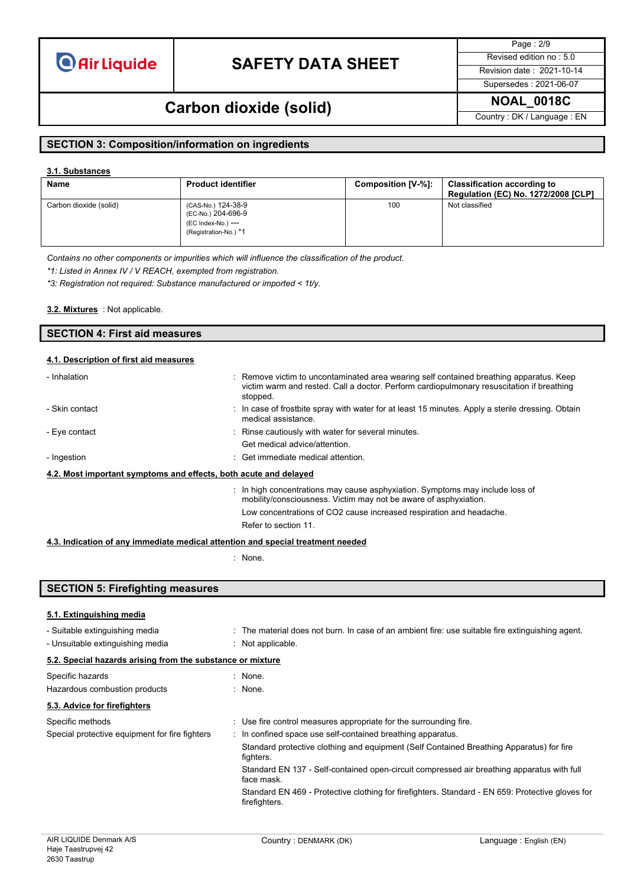## SECTION 3: Composition/information on ingredients

### 3.1. Substances

| Name | Product identifier | Composition [V-%]: | Classification according to Regulation (EC) No. 1272/2008 [CLP] |
|---|---|---|---|
| Carbon dioxide (solid) | (CAS-No.) 124-38-9<br>(EC-No.) 204-696-9<br>(EC Index-No.) ---<br>(Registration-No.) *1 | 100 | Not classified |

*Contains no other components or impurities which will influence the classification of the product.*

*\*1: Listed in Annex IV / V REACH, exempted from registration.*

*\*3: Registration not required: Substance manufactured or imported < 1t/y.*

**3.2. Mixtures** : Not applicable.

## SECTION 4: First aid measures

### 4.1. Description of first aid measures

- Inhalation : Remove victim to uncontaminated area wearing self contained breathing apparatus. Keep victim warm and rested. Call a doctor. Perform cardiopulmonary resuscitation if breathing stopped.
- Skin contact : In case of frostbite spray with water for at least 15 minutes. Apply a sterile dressing. Obtain medical assistance.
- Eye contact : Rinse cautiously with water for several minutes.
  Get medical advice/attention.
- Ingestion : Get immediate medical attention.

### 4.2. Most important symptoms and effects, both acute and delayed

: In high concentrations may cause asphyxiation. Symptoms may include loss of mobility/consciousness. Victim may not be aware of asphyxiation.

Low concentrations of $CO_2$ cause increased respiration and headache.

Refer to section 11.

### 4.3. Indication of any immediate medical attention and special treatment needed

: None.

## SECTION 5: Firefighting measures

### 5.1. Extinguishing media

- Suitable extinguishing media : The material does not burn. In case of an ambient fire: use suitable fire extinguishing agent.
- Unsuitable extinguishing media : Not applicable.

### 5.2. Special hazards arising from the substance or mixture

Specific hazards : None.

Hazardous combustion products : None.

### 5.3. Advice for firefighters

Specific methods : Use fire control measures appropriate for the surrounding fire.

Special protective equipment for fire fighters : In confined space use self-contained breathing apparatus.

Standard protective clothing and equipment (Self Contained Breathing Apparatus) for fire fighters.

Standard EN 137 - Self-contained open-circuit compressed air breathing apparatus with full face mask.

Standard EN 469 - Protective clothing for firefighters. Standard - EN 659: Protective gloves for firefighters.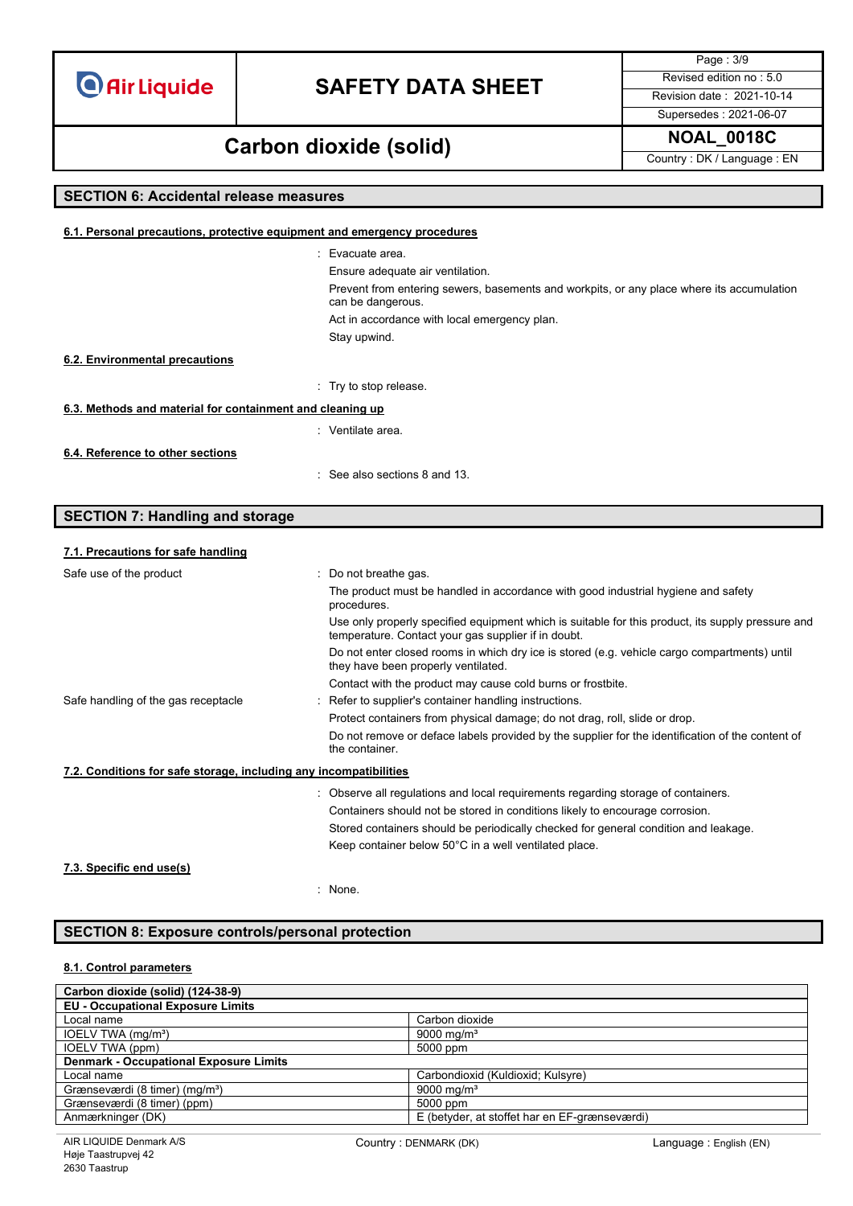## SECTION 6: Accidental release measures

### 6.1. Personal precautions, protective equipment and emergency procedures

: Evacuate area.

Ensure adequate air ventilation.

Prevent from entering sewers, basements and workpits, or any place where its accumulation can be dangerous.

Act in accordance with local emergency plan.

Stay upwind.

### 6.2. Environmental precautions

: Try to stop release.

### 6.3. Methods and material for containment and cleaning up

: Ventilate area.

### 6.4. Reference to other sections

: See also sections 8 and 13.

## SECTION 7: Handling and storage

### 7.1. Precautions for safe handling

Safe use of the product : Do not breathe gas.

The product must be handled in accordance with good industrial hygiene and safety procedures.

Use only properly specified equipment which is suitable for this product, its supply pressure and temperature. Contact your gas supplier if in doubt.

Do not enter closed rooms in which dry ice is stored (e.g. vehicle cargo compartments) until they have been properly ventilated.

Contact with the product may cause cold burns or frostbite.

Safe handling of the gas receptacle : Refer to supplier's container handling instructions.

Protect containers from physical damage; do not drag, roll, slide or drop.

Do not remove or deface labels provided by the supplier for the identification of the content of the container.

### 7.2. Conditions for safe storage, including any incompatibilities

: Observe all regulations and local requirements regarding storage of containers.

Containers should not be stored in conditions likely to encourage corrosion.

Stored containers should be periodically checked for general condition and leakage.

Keep container below 50°C in a well ventilated place.

### 7.3. Specific end use(s)

: None.

## SECTION 8: Exposure controls/personal protection

### 8.1. Control parameters

| Carbon dioxide (solid) (124-38-9) | |
|---|---|
| **EU - Occupational Exposure Limits** | |
| Local name | Carbon dioxide |
| IOELV TWA (mg/m³) | 9000 mg/m³ |
| IOELV TWA (ppm) | 5000 ppm |
| **Denmark - Occupational Exposure Limits** | |
| Local name | Carbondioxid (Kuldioxid; Kulsyre) |
| Grænseværdi (8 timer) (mg/m³) | 9000 mg/m³ |
| Grænseværdi (8 timer) (ppm) | 5000 ppm |
| Anmærkninger (DK) | E (betyder, at stoffet har en EF-grænseværdi) |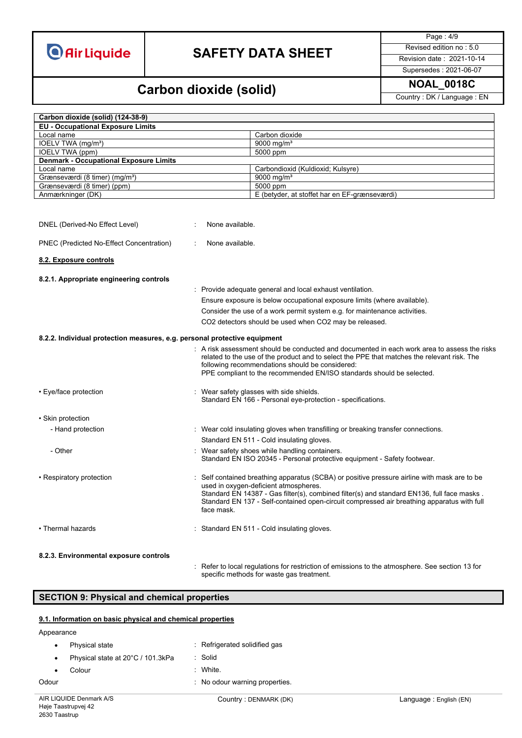| Carbon dioxide (solid) (124-38-9) | |
|---|---|
| **EU - Occupational Exposure Limits** | |
| Local name | Carbon dioxide |
| IOELV TWA (mg/m³) | 9000 mg/m³ |
| IOELV TWA (ppm) | 5000 ppm |
| **Denmark - Occupational Exposure Limits** | |
| Local name | Carbondioxid (Kuldioxid; Kulsyre) |
| Grænseværdi (8 timer) (mg/m³) | 9000 mg/m³ |
| Grænseværdi (8 timer) (ppm) | 5000 ppm |
| Anmærkninger (DK) | E (betyder, at stoffet har en EF-grænseværdi) |

DNEL (Derived-No Effect Level) : None available.

PNEC (Predicted No-Effect Concentration) : None available.

### 8.2. Exposure controls

#### 8.2.1. Appropriate engineering controls

: Provide adequate general and local exhaust ventilation.
Ensure exposure is below occupational exposure limits (where available).
Consider the use of a work permit system e.g. for maintenance activities.
CO2 detectors should be used when CO2 may be released.

#### 8.2.2. Individual protection measures, e.g. personal protective equipment

: A risk assessment should be conducted and documented in each work area to assess the risks related to the use of the product and to select the PPE that matches the relevant risk. The following recommendations should be considered:
PPE compliant to the recommended EN/ISO standards should be selected.

- Eye/face protection : Wear safety glasses with side shields.
  Standard EN 166 - Personal eye-protection - specifications.

- Skin protection
  - Hand protection : Wear cold insulating gloves when transfilling or breaking transfer connections.
    Standard EN 511 - Cold insulating gloves.
  - Other : Wear safety shoes while handling containers.
    Standard EN ISO 20345 - Personal protective equipment - Safety footwear.

- Respiratory protection : Self contained breathing apparatus (SCBA) or positive pressure airline with mask are to be used in oxygen-deficient atmospheres.
  Standard EN 14387 - Gas filter(s), combined filter(s) and standard EN136, full face masks .
  Standard EN 137 - Self-contained open-circuit compressed air breathing apparatus with full face mask.

- Thermal hazards : Standard EN 511 - Cold insulating gloves.

#### 8.2.3. Environmental exposure controls

: Refer to local regulations for restriction of emissions to the atmosphere. See section 13 for specific methods for waste gas treatment.

## SECTION 9: Physical and chemical properties

### 9.1. Information on basic physical and chemical properties

Appearance

- Physical state : Refrigerated solidified gas
- Physical state at 20°C / 101.3kPa : Solid
- Colour : White.

Odour : No odour warning properties.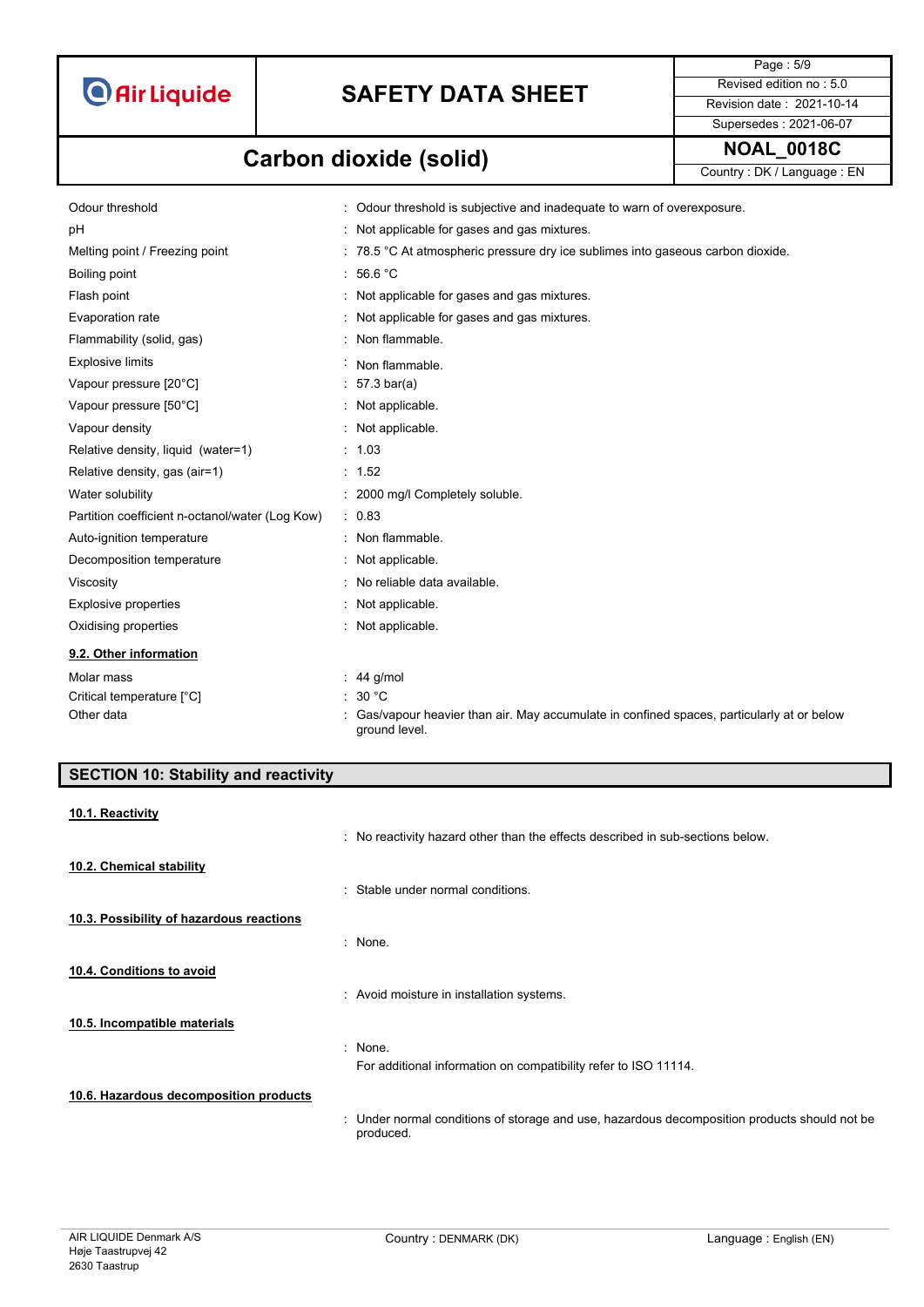| | |
|---|---|
| Odour threshold | : Odour threshold is subjective and inadequate to warn of overexposure. |
| pH | : Not applicable for gases and gas mixtures. |
| Melting point / Freezing point | : 78.5 °C At atmospheric pressure dry ice sublimes into gaseous carbon dioxide. |
| Boiling point | : 56.6 °C |
| Flash point | : Not applicable for gases and gas mixtures. |
| Evaporation rate | : Not applicable for gases and gas mixtures. |
| Flammability (solid, gas) | : Non flammable. |
| Explosive limits | : Non flammable. |
| Vapour pressure [20°C] | : 57.3 bar(a) |
| Vapour pressure [50°C] | : Not applicable. |
| Vapour density | : Not applicable. |
| Relative density, liquid (water=1) | : 1.03 |
| Relative density, gas (air=1) | : 1.52 |
| Water solubility | : 2000 mg/l Completely soluble. |
| Partition coefficient n-octanol/water (Log Kow) | : 0.83 |
| Auto-ignition temperature | : Non flammable. |
| Decomposition temperature | : Not applicable. |
| Viscosity | : No reliable data available. |
| Explosive properties | : Not applicable. |
| Oxidising properties | : Not applicable. |

### 9.2. Other information

| | |
|---|---|
| Molar mass | : 44 g/mol |
| Critical temperature [°C] | : 30 °C |
| Other data | : Gas/vapour heavier than air. May accumulate in confined spaces, particularly at or below ground level. |

## SECTION 10: Stability and reactivity

### 10.1. Reactivity

: No reactivity hazard other than the effects described in sub-sections below.

### 10.2. Chemical stability

: Stable under normal conditions.

### 10.3. Possibility of hazardous reactions

: None.

### 10.4. Conditions to avoid

: Avoid moisture in installation systems.

### 10.5. Incompatible materials

: None.
For additional information on compatibility refer to ISO 11114.

### 10.6. Hazardous decomposition products

: Under normal conditions of storage and use, hazardous decomposition products should not be produced.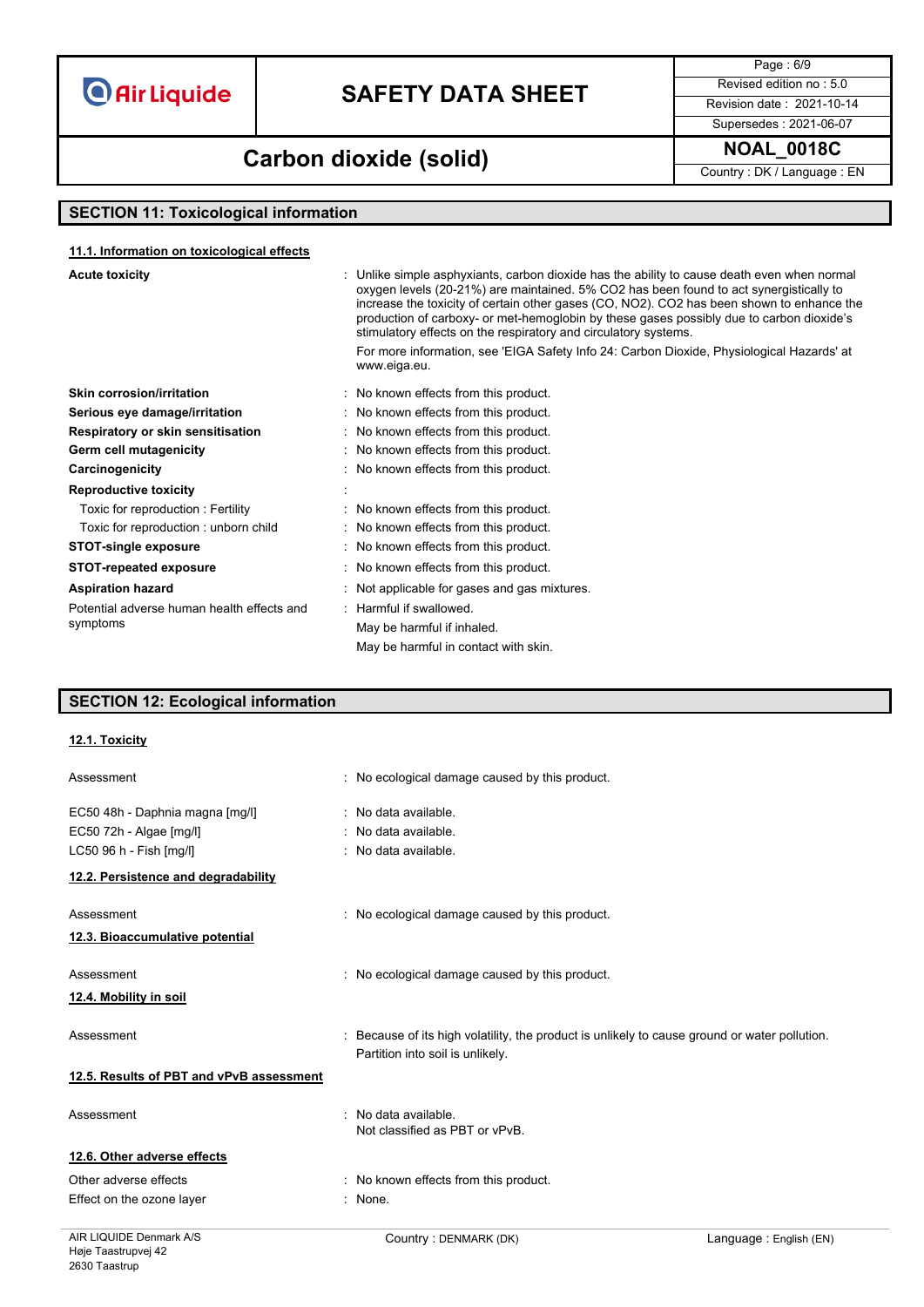## SECTION 11: Toxicological information

### 11.1. Information on toxicological effects

| | |
|---|---|
| **Acute toxicity** | : Unlike simple asphyxiants, carbon dioxide has the ability to cause death even when normal oxygen levels (20-21%) are maintained. 5% CO2 has been found to act synergistically to increase the toxicity of certain other gases (CO, NO2). CO2 has been shown to enhance the production of carboxy- or met-hemoglobin by these gases possibly due to carbon dioxide's stimulatory effects on the respiratory and circulatory systems. For more information, see 'EIGA Safety Info 24: Carbon Dioxide, Physiological Hazards' at www.eiga.eu. |
| **Skin corrosion/irritation** | : No known effects from this product. |
| **Serious eye damage/irritation** | : No known effects from this product. |
| **Respiratory or skin sensitisation** | : No known effects from this product. |
| **Germ cell mutagenicity** | : No known effects from this product. |
| **Carcinogenicity** | : No known effects from this product. |
| **Reproductive toxicity** | : |
| Toxic for reproduction : Fertility | : No known effects from this product. |
| Toxic for reproduction : unborn child | : No known effects from this product. |
| **STOT-single exposure** | : No known effects from this product. |
| **STOT-repeated exposure** | : No known effects from this product. |
| **Aspiration hazard** | : Not applicable for gases and gas mixtures. |
| Potential adverse human health effects and symptoms | : Harmful if swallowed. May be harmful if inhaled. May be harmful in contact with skin. |

## SECTION 12: Ecological information

### 12.1. Toxicity

| | |
|---|---|
| Assessment | : No ecological damage caused by this product. |
| EC50 48h - Daphnia magna [mg/l] | : No data available. |
| EC50 72h - Algae [mg/l] | : No data available. |
| LC50 96 h - Fish [mg/l] | : No data available. |

### 12.2. Persistence and degradability

| | |
|---|---|
| Assessment | : No ecological damage caused by this product. |

### 12.3. Bioaccumulative potential

| | |
|---|---|
| Assessment | : No ecological damage caused by this product. |

### 12.4. Mobility in soil

| | |
|---|---|
| Assessment | : Because of its high volatility, the product is unlikely to cause ground or water pollution. Partition into soil is unlikely. |

### 12.5. Results of PBT and vPvB assessment

| | |
|---|---|
| Assessment | : No data available. Not classified as PBT or vPvB. |

### 12.6. Other adverse effects

| | |
|---|---|
| Other adverse effects | : No known effects from this product. |
| Effect on the ozone layer | : None. |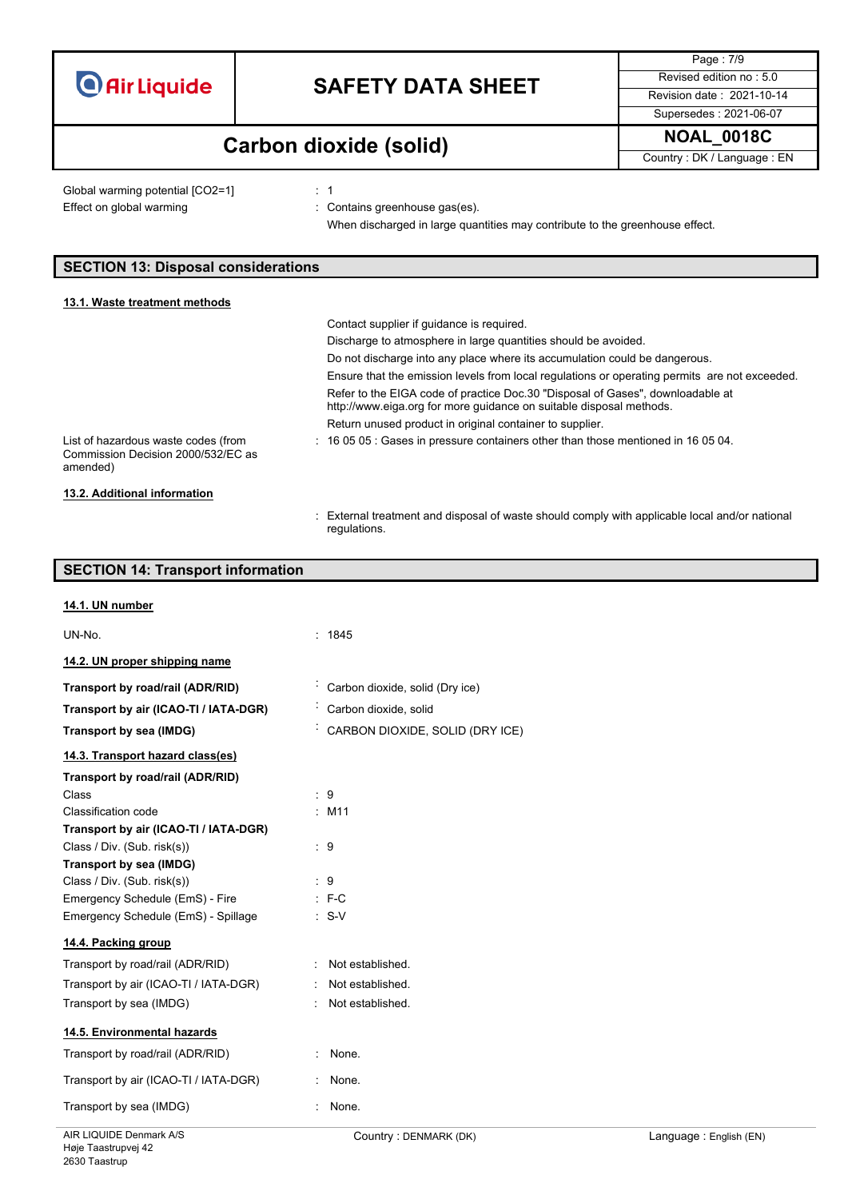Global warming potential [CO2=1] : 1

Effect on global warming : Contains greenhouse gas(es).

When discharged in large quantities may contribute to the greenhouse effect.

## SECTION 13: Disposal considerations

### 13.1. Waste treatment methods

Contact supplier if guidance is required.

Discharge to atmosphere in large quantities should be avoided.

Do not discharge into any place where its accumulation could be dangerous.

Ensure that the emission levels from local regulations or operating permits are not exceeded.

Refer to the EIGA code of practice Doc.30 "Disposal of Gases", downloadable at http://www.eiga.org for more guidance on suitable disposal methods.

Return unused product in original container to supplier.

List of hazardous waste codes (from Commission Decision 2000/532/EC as amended) : 16 05 05 : Gases in pressure containers other than those mentioned in 16 05 04.

### 13.2. Additional information

: External treatment and disposal of waste should comply with applicable local and/or national regulations.

## SECTION 14: Transport information

### 14.1. UN number

UN-No. : 1845

### 14.2. UN proper shipping name

**Transport by road/rail (ADR/RID)** : Carbon dioxide, solid (Dry ice)

**Transport by air (ICAO-TI / IATA-DGR)** : Carbon dioxide, solid

**Transport by sea (IMDG)** : CARBON DIOXIDE, SOLID (DRY ICE)

### 14.3. Transport hazard class(es)

**Transport by road/rail (ADR/RID)**

Class : 9

Classification code : M11

**Transport by air (ICAO-TI / IATA-DGR)**

Class / Div. (Sub. risk(s)) : 9

**Transport by sea (IMDG)**

Class / Div. (Sub. risk(s)) : 9

Emergency Schedule (EmS) - Fire : F-C

Emergency Schedule (EmS) - Spillage : S-V

### 14.4. Packing group

Transport by road/rail (ADR/RID) : Not established.

Transport by air (ICAO-TI / IATA-DGR) : Not established.

Transport by sea (IMDG) : Not established.

### 14.5. Environmental hazards

Transport by road/rail (ADR/RID) : None.

Transport by air (ICAO-TI / IATA-DGR) : None.

Transport by sea (IMDG) : None.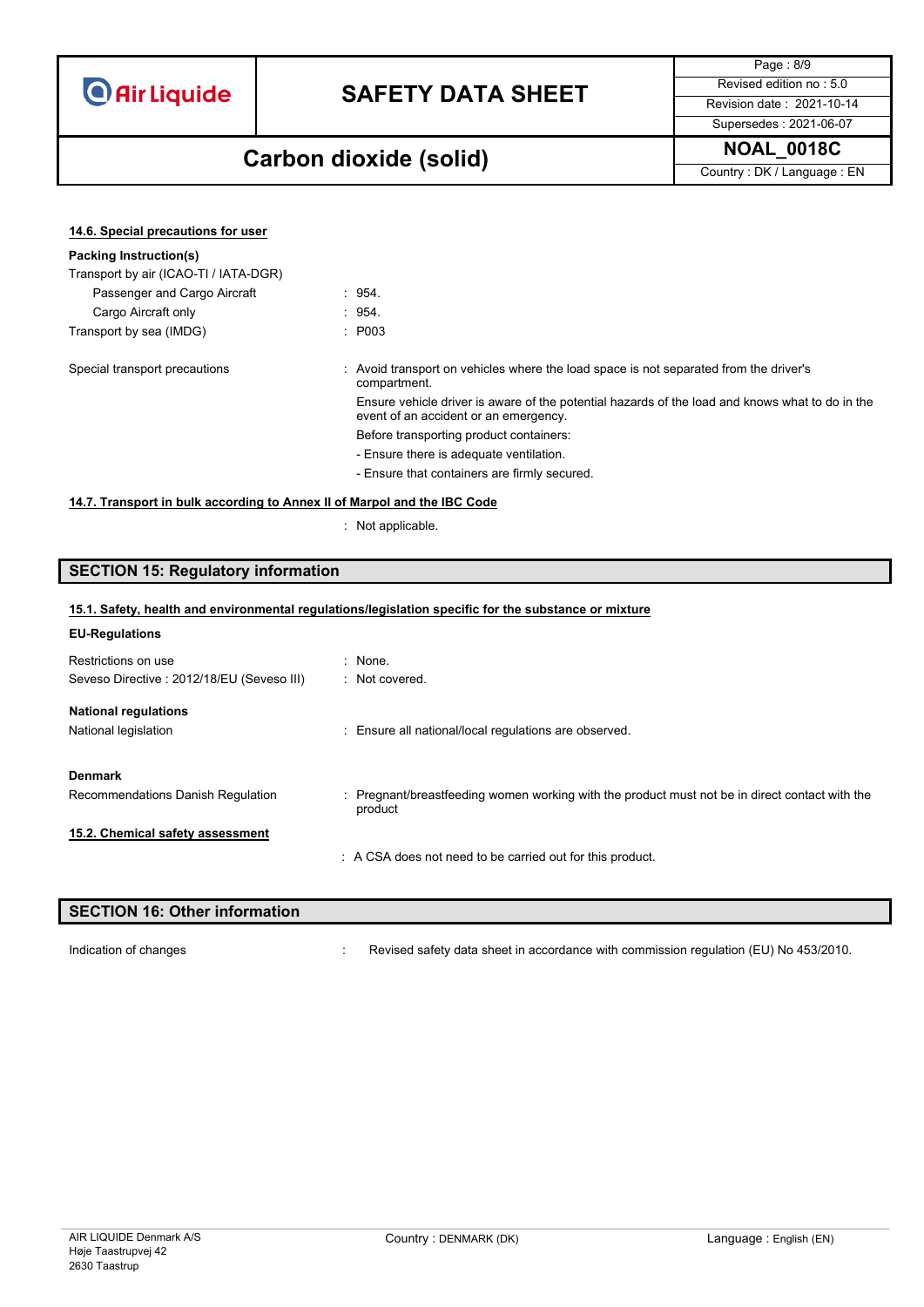#### 14.6. Special precautions for user

**Packing Instruction(s)**

Transport by air (ICAO-TI / IATA-DGR)

| | |
|---|---|
| Passenger and Cargo Aircraft | : 954. |
| Cargo Aircraft only | : 954. |
| Transport by sea (IMDG) | : P003 |

Special transport precautions : Avoid transport on vehicles where the load space is not separated from the driver's compartment.

Ensure vehicle driver is aware of the potential hazards of the load and knows what to do in the event of an accident or an emergency.

Before transporting product containers:

- Ensure there is adequate ventilation.
- Ensure that containers are firmly secured.

#### 14.7. Transport in bulk according to Annex II of Marpol and the IBC Code

: Not applicable.

## SECTION 15: Regulatory information

#### 15.1. Safety, health and environmental regulations/legislation specific for the substance or mixture

**EU-Regulations**

| | |
|---|---|
| Restrictions on use | : None. |
| Seveso Directive : 2012/18/EU (Seveso III) | : Not covered. |

**National regulations**

National legislation : Ensure all national/local regulations are observed.

**Denmark**

Recommendations Danish Regulation : Pregnant/breastfeeding women working with the product must not be in direct contact with the product

#### 15.2. Chemical safety assessment

: A CSA does not need to be carried out for this product.

## SECTION 16: Other information

Indication of changes : Revised safety data sheet in accordance with commission regulation (EU) No 453/2010.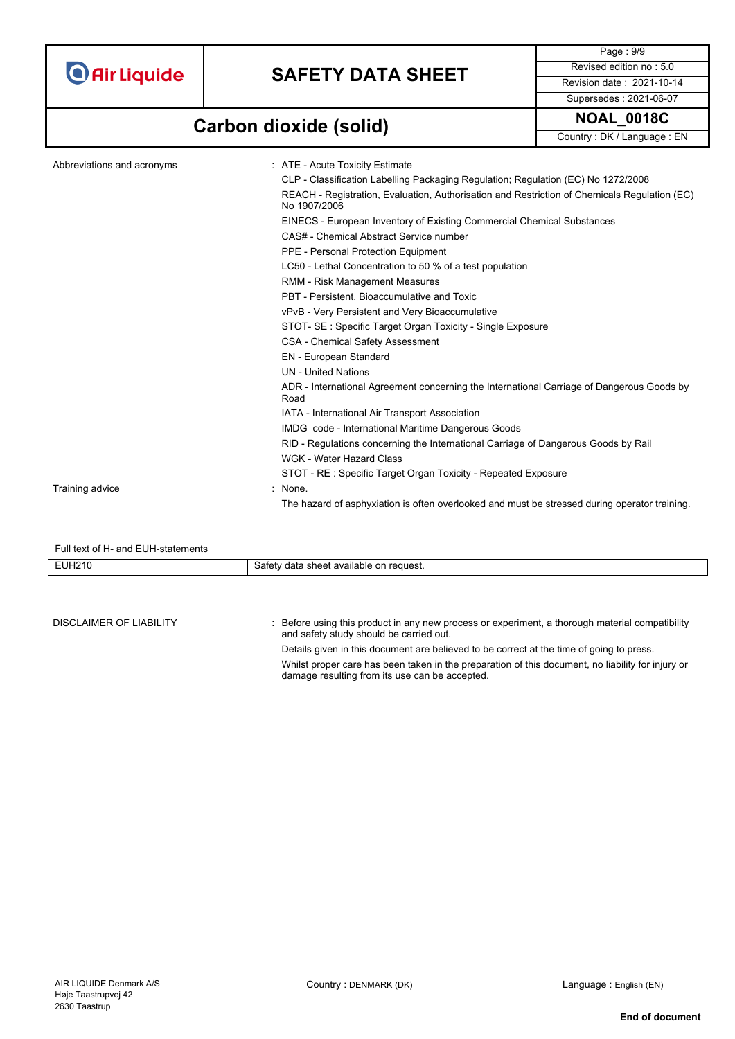| | |
|---|---|
| Abbreviations and acronyms | : ATE - Acute Toxicity Estimate<br>CLP - Classification Labelling Packaging Regulation; Regulation (EC) No 1272/2008<br>REACH - Registration, Evaluation, Authorisation and Restriction of Chemicals Regulation (EC) No 1907/2006<br>EINECS - European Inventory of Existing Commercial Chemical Substances<br>CAS# - Chemical Abstract Service number<br>PPE - Personal Protection Equipment<br>LC50 - Lethal Concentration to 50 % of a test population<br>RMM - Risk Management Measures<br>PBT - Persistent, Bioaccumulative and Toxic<br>vPvB - Very Persistent and Very Bioaccumulative<br>STOT- SE : Specific Target Organ Toxicity - Single Exposure<br>CSA - Chemical Safety Assessment<br>EN - European Standard<br>UN - United Nations<br>ADR - International Agreement concerning the International Carriage of Dangerous Goods by Road<br>IATA - International Air Transport Association<br>IMDG code - International Maritime Dangerous Goods<br>RID - Regulations concerning the International Carriage of Dangerous Goods by Rail<br>WGK - Water Hazard Class<br>STOT - RE : Specific Target Organ Toxicity - Repeated Exposure |
| Training advice | : None.<br>The hazard of asphyxiation is often overlooked and must be stressed during operator training. |

Full text of H- and EUH-statements

| | |
|---|---|
| EUH210 | Safety data sheet available on request. |

| | |
|---|---|
| DISCLAIMER OF LIABILITY | : Before using this product in any new process or experiment, a thorough material compatibility and safety study should be carried out.<br>Details given in this document are believed to be correct at the time of going to press.<br>Whilst proper care has been taken in the preparation of this document, no liability for injury or damage resulting from its use can be accepted. |

**End of document**